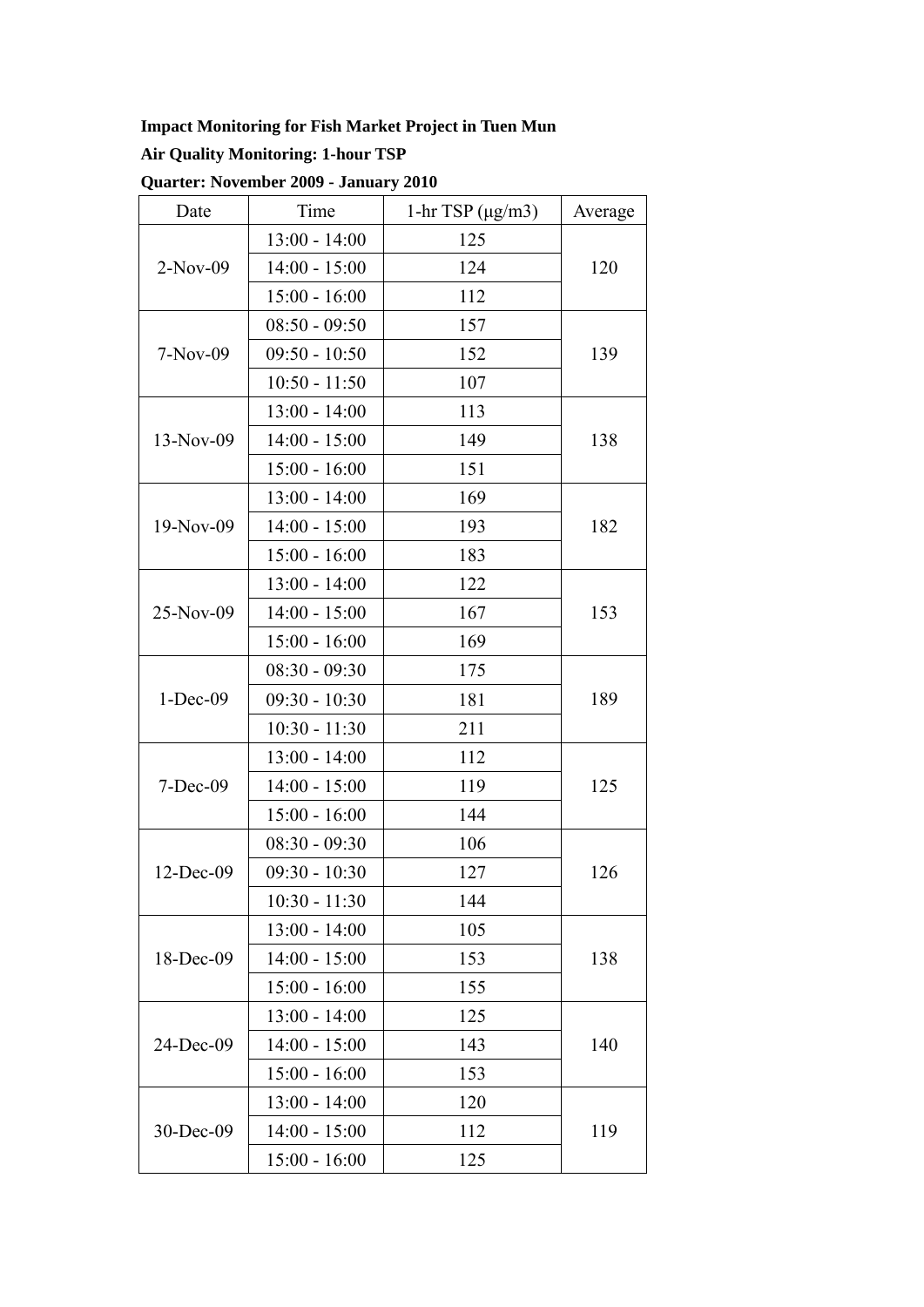**Impact Monitoring for Fish Market Project in Tuen Mun**

**Air Quality Monitoring: 1-hour TSP**

**Quarter: November 2009 - January 2010**

| Date | Time | 1-hr TSP (μg/m3) | Average |
| --- | --- | --- | --- |
| 2-Nov-09 | 13:00 - 14:00 | 125 | 120 |
| | 14:00 - 15:00 | 124 | |
| | 15:00 - 16:00 | 112 | |
| 7-Nov-09 | 08:50 - 09:50 | 157 | 139 |
| | 09:50 - 10:50 | 152 | |
| | 10:50 - 11:50 | 107 | |
| 13-Nov-09 | 13:00 - 14:00 | 113 | 138 |
| | 14:00 - 15:00 | 149 | |
| | 15:00 - 16:00 | 151 | |
| 19-Nov-09 | 13:00 - 14:00 | 169 | 182 |
| | 14:00 - 15:00 | 193 | |
| | 15:00 - 16:00 | 183 | |
| 25-Nov-09 | 13:00 - 14:00 | 122 | 153 |
| | 14:00 - 15:00 | 167 | |
| | 15:00 - 16:00 | 169 | |
| 1-Dec-09 | 08:30 - 09:30 | 175 | 189 |
| | 09:30 - 10:30 | 181 | |
| | 10:30 - 11:30 | 211 | |
| 7-Dec-09 | 13:00 - 14:00 | 112 | 125 |
| | 14:00 - 15:00 | 119 | |
| | 15:00 - 16:00 | 144 | |
| 12-Dec-09 | 08:30 - 09:30 | 106 | 126 |
| | 09:30 - 10:30 | 127 | |
| | 10:30 - 11:30 | 144 | |
| 18-Dec-09 | 13:00 - 14:00 | 105 | 138 |
| | 14:00 - 15:00 | 153 | |
| | 15:00 - 16:00 | 155 | |
| 24-Dec-09 | 13:00 - 14:00 | 125 | 140 |
| | 14:00 - 15:00 | 143 | |
| | 15:00 - 16:00 | 153 | |
| 30-Dec-09 | 13:00 - 14:00 | 120 | 119 |
| | 14:00 - 15:00 | 112 | |
| | 15:00 - 16:00 | 125 | |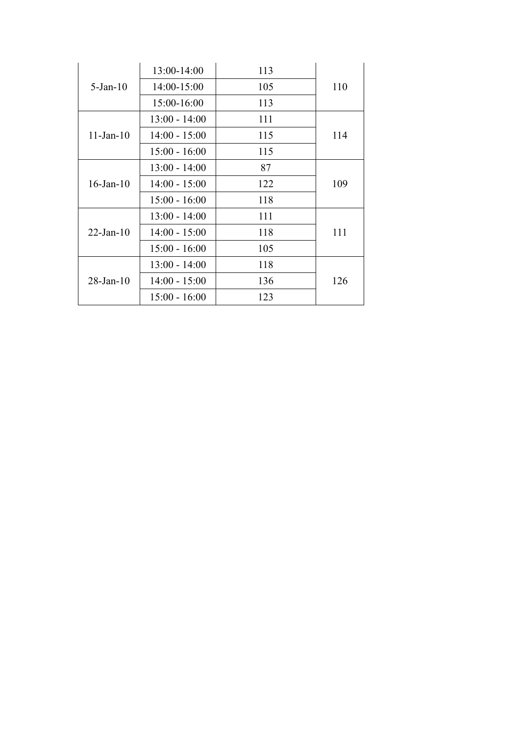| | | | |
|---|---|---|---|
| 5-Jan-10 | 13:00-14:00 | 113 | 110 |
| | 14:00-15:00 | 105 | |
| | 15:00-16:00 | 113 | |
| 11-Jan-10 | 13:00 - 14:00 | 111 | 114 |
| | 14:00 - 15:00 | 115 | |
| | 15:00 - 16:00 | 115 | |
| 16-Jan-10 | 13:00 - 14:00 | 87 | 109 |
| | 14:00 - 15:00 | 122 | |
| | 15:00 - 16:00 | 118 | |
| 22-Jan-10 | 13:00 - 14:00 | 111 | 111 |
| | 14:00 - 15:00 | 118 | |
| | 15:00 - 16:00 | 105 | |
| 28-Jan-10 | 13:00 - 14:00 | 118 | 126 |
| | 14:00 - 15:00 | 136 | |
| | 15:00 - 16:00 | 123 | |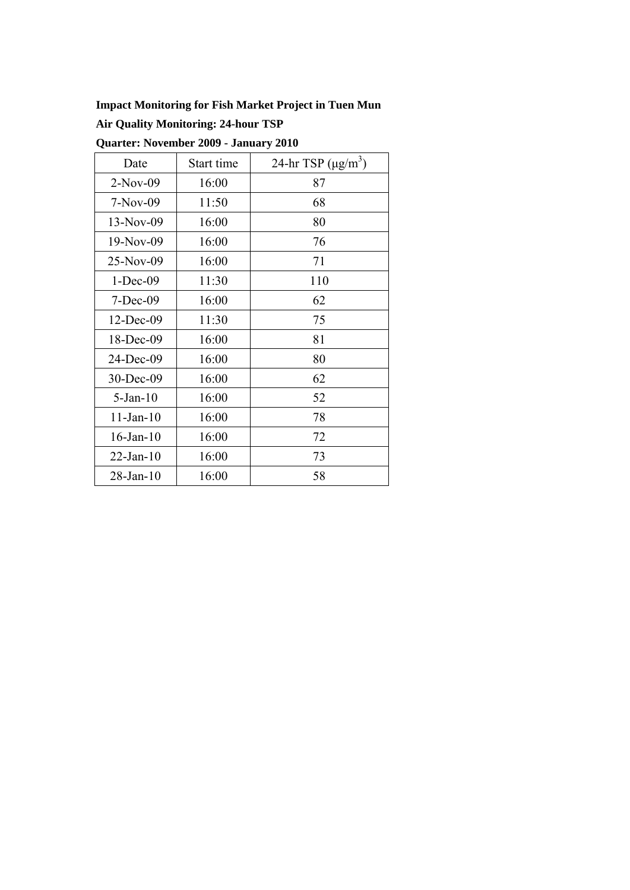**Impact Monitoring for Fish Market Project in Tuen Mun**

**Air Quality Monitoring: 24-hour TSP**

**Quarter: November 2009 - January 2010**

| Date | Start time | 24-hr TSP ($\mu g/m^3$) |
|---|---|---|
| 2-Nov-09 | 16:00 | 87 |
| 7-Nov-09 | 11:50 | 68 |
| 13-Nov-09 | 16:00 | 80 |
| 19-Nov-09 | 16:00 | 76 |
| 25-Nov-09 | 16:00 | 71 |
| 1-Dec-09 | 11:30 | 110 |
| 7-Dec-09 | 16:00 | 62 |
| 12-Dec-09 | 11:30 | 75 |
| 18-Dec-09 | 16:00 | 81 |
| 24-Dec-09 | 16:00 | 80 |
| 30-Dec-09 | 16:00 | 62 |
| 5-Jan-10 | 16:00 | 52 |
| 11-Jan-10 | 16:00 | 78 |
| 16-Jan-10 | 16:00 | 72 |
| 22-Jan-10 | 16:00 | 73 |
| 28-Jan-10 | 16:00 | 58 |